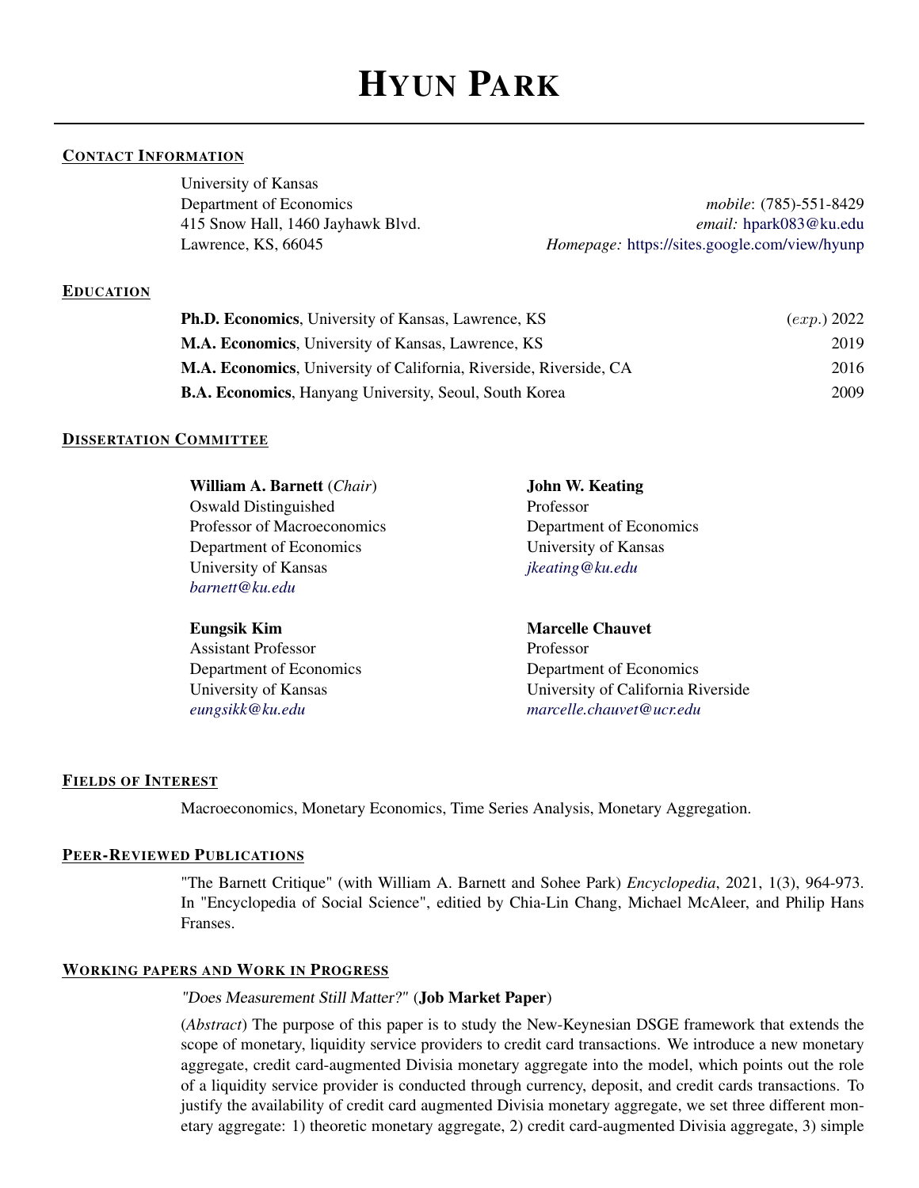# HYUN PARK

## CONTACT INFORMATION

University of Kansas
Department of Economics
415 Snow Hall, 1460 Jayhawk Blvd.
Lawrence, KS, 66045

*mobile*: (785)-551-8429
*email:* hpark083@ku.edu
*Homepage:* https://sites.google.com/view/hyunp

## EDUCATION

**Ph.D. Economics**, University of Kansas, Lawrence, KS — (*exp.*) 2022

**M.A. Economics**, University of Kansas, Lawrence, KS — 2019

**M.A. Economics**, University of California, Riverside, Riverside, CA — 2016

**B.A. Economics**, Hanyang University, Seoul, South Korea — 2009

## DISSERTATION COMMITTEE

**William A. Barnett** (*Chair*)
Oswald Distinguished
Professor of Macroeconomics
Department of Economics
University of Kansas
*barnett@ku.edu*

**John W. Keating**
Professor
Department of Economics
University of Kansas
*jkeating@ku.edu*

**Eungsik Kim**
Assistant Professor
Department of Economics
University of Kansas
*eungsikk@ku.edu*

**Marcelle Chauvet**
Professor
Department of Economics
University of California Riverside
*marcelle.chauvet@ucr.edu*

## FIELDS OF INTEREST

Macroeconomics, Monetary Economics, Time Series Analysis, Monetary Aggregation.

## PEER-REVIEWED PUBLICATIONS

"The Barnett Critique" (with William A. Barnett and Sohee Park) *Encyclopedia*, 2021, 1(3), 964-973. In "Encyclopedia of Social Science", editied by Chia-Lin Chang, Michael McAleer, and Philip Hans Franses.

## WORKING PAPERS AND WORK IN PROGRESS

*"Does Measurement Still Matter?"* (**Job Market Paper**)

(*Abstract*) The purpose of this paper is to study the New-Keynesian DSGE framework that extends the scope of monetary, liquidity service providers to credit card transactions. We introduce a new monetary aggregate, credit card-augmented Divisia monetary aggregate into the model, which points out the role of a liquidity service provider is conducted through currency, deposit, and credit cards transactions. To justify the availability of credit card augmented Divisia monetary aggregate, we set three different monetary aggregate: 1) theoretic monetary aggregate, 2) credit card-augmented Divisia aggregate, 3) simple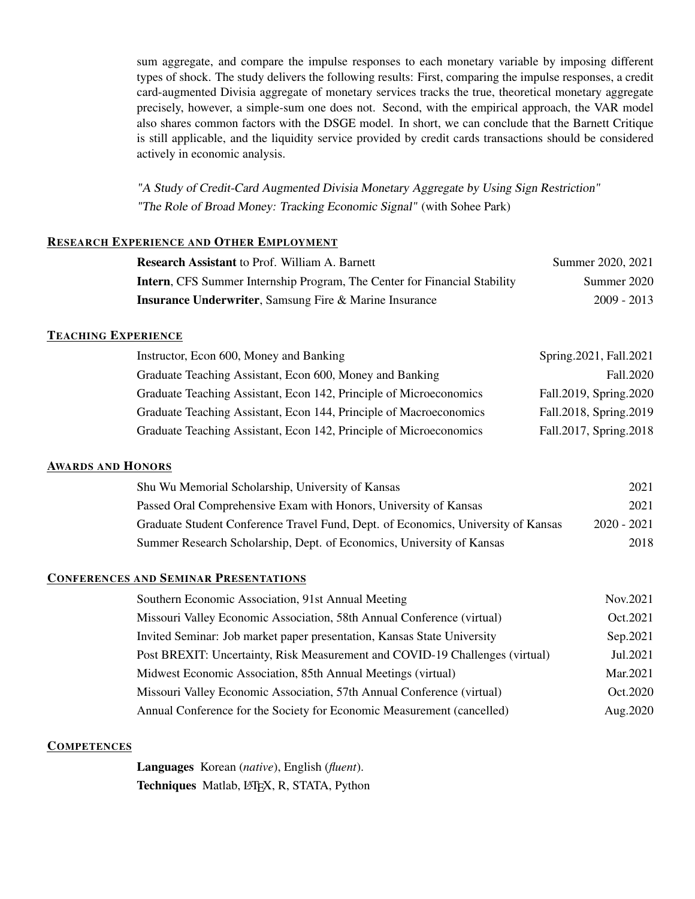sum aggregate, and compare the impulse responses to each monetary variable by imposing different types of shock. The study delivers the following results: First, comparing the impulse responses, a credit card-augmented Divisia aggregate of monetary services tracks the true, theoretical monetary aggregate precisely, however, a simple-sum one does not. Second, with the empirical approach, the VAR model also shares common factors with the DSGE model. In short, we can conclude that the Barnett Critique is still applicable, and the liquidity service provided by credit cards transactions should be considered actively in economic analysis.

*"A Study of Credit-Card Augmented Divisia Monetary Aggregate by Using Sign Restriction"*
*"The Role of Broad Money: Tracking Economic Signal"* (with Sohee Park)

## RESEARCH EXPERIENCE AND OTHER EMPLOYMENT

| | |
|---|---|
| **Research Assistant** to Prof. William A. Barnett | Summer 2020, 2021 |
| **Intern**, CFS Summer Internship Program, The Center for Financial Stability | Summer 2020 |
| **Insurance Underwriter**, Samsung Fire & Marine Insurance | 2009 - 2013 |

## TEACHING EXPERIENCE

| | |
|---|---|
| Instructor, Econ 600, Money and Banking | Spring.2021, Fall.2021 |
| Graduate Teaching Assistant, Econ 600, Money and Banking | Fall.2020 |
| Graduate Teaching Assistant, Econ 142, Principle of Microeconomics | Fall.2019, Spring.2020 |
| Graduate Teaching Assistant, Econ 144, Principle of Macroeconomics | Fall.2018, Spring.2019 |
| Graduate Teaching Assistant, Econ 142, Principle of Microeconomics | Fall.2017, Spring.2018 |

## AWARDS AND HONORS

| | |
|---|---|
| Shu Wu Memorial Scholarship, University of Kansas | 2021 |
| Passed Oral Comprehensive Exam with Honors, University of Kansas | 2021 |
| Graduate Student Conference Travel Fund, Dept. of Economics, University of Kansas | 2020 - 2021 |
| Summer Research Scholarship, Dept. of Economics, University of Kansas | 2018 |

## CONFERENCES AND SEMINAR PRESENTATIONS

| | |
|---|---|
| Southern Economic Association, 91st Annual Meeting | Nov.2021 |
| Missouri Valley Economic Association, 58th Annual Conference (virtual) | Oct.2021 |
| Invited Seminar: Job market paper presentation, Kansas State University | Sep.2021 |
| Post BREXIT: Uncertainty, Risk Measurement and COVID-19 Challenges (virtual) | Jul.2021 |
| Midwest Economic Association, 85th Annual Meetings (virtual) | Mar.2021 |
| Missouri Valley Economic Association, 57th Annual Conference (virtual) | Oct.2020 |
| Annual Conference for the Society for Economic Measurement (cancelled) | Aug.2020 |

## COMPETENCES

**Languages** Korean (*native*), English (*fluent*).
**Techniques** Matlab, LaTeX, R, STATA, Python